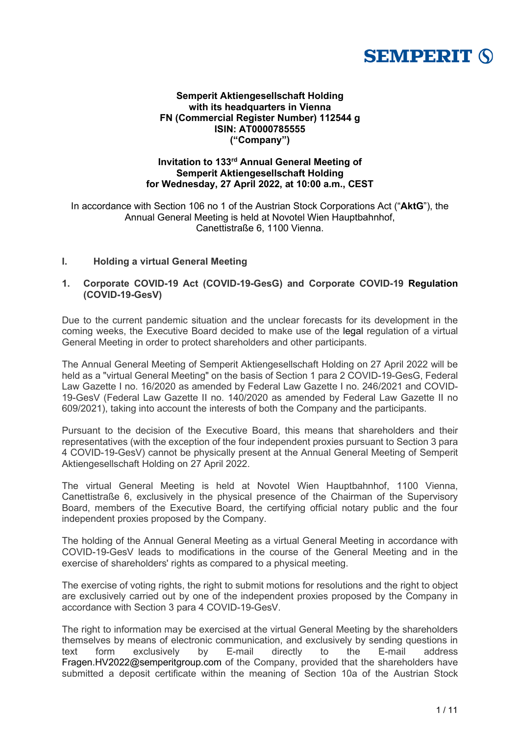**Semperit Aktiengesellschaft Holding**
**with its headquarters in Vienna**
**FN (Commercial Register Number) 112544 g**
**ISIN: AT0000785555**
**("Company")**

# Invitation to 133rd Annual General Meeting of Semperit Aktiengesellschaft Holding for Wednesday, 27 April 2022, at 10:00 a.m., CEST

In accordance with Section 106 no 1 of the Austrian Stock Corporations Act ("**AktG**"), the Annual General Meeting is held at Novotel Wien Hauptbahnhof, Canettistraße 6, 1100 Vienna.

## I. Holding a virtual General Meeting

### 1. Corporate COVID-19 Act (COVID-19-GesG) and Corporate COVID-19 Regulation (COVID-19-GesV)

Due to the current pandemic situation and the unclear forecasts for its development in the coming weeks, the Executive Board decided to make use of the legal regulation of a virtual General Meeting in order to protect shareholders and other participants.

The Annual General Meeting of Semperit Aktiengesellschaft Holding on 27 April 2022 will be held as a "virtual General Meeting" on the basis of Section 1 para 2 COVID-19-GesG, Federal Law Gazette I no. 16/2020 as amended by Federal Law Gazette I no. 246/2021 and COVID-19-GesV (Federal Law Gazette II no. 140/2020 as amended by Federal Law Gazette II no 609/2021), taking into account the interests of both the Company and the participants.

Pursuant to the decision of the Executive Board, this means that shareholders and their representatives (with the exception of the four independent proxies pursuant to Section 3 para 4 COVID-19-GesV) cannot be physically present at the Annual General Meeting of Semperit Aktiengesellschaft Holding on 27 April 2022.

The virtual General Meeting is held at Novotel Wien Hauptbahnhof, 1100 Vienna, Canettistraße 6, exclusively in the physical presence of the Chairman of the Supervisory Board, members of the Executive Board, the certifying official notary public and the four independent proxies proposed by the Company.

The holding of the Annual General Meeting as a virtual General Meeting in accordance with COVID-19-GesV leads to modifications in the course of the General Meeting and in the exercise of shareholders' rights as compared to a physical meeting.

The exercise of voting rights, the right to submit motions for resolutions and the right to object are exclusively carried out by one of the independent proxies proposed by the Company in accordance with Section 3 para 4 COVID-19-GesV.

The right to information may be exercised at the virtual General Meeting by the shareholders themselves by means of electronic communication, and exclusively by sending questions in text form exclusively by E-mail directly to the E-mail address Fragen.HV2022@semperitgroup.com of the Company, provided that the shareholders have submitted a deposit certificate within the meaning of Section 10a of the Austrian Stock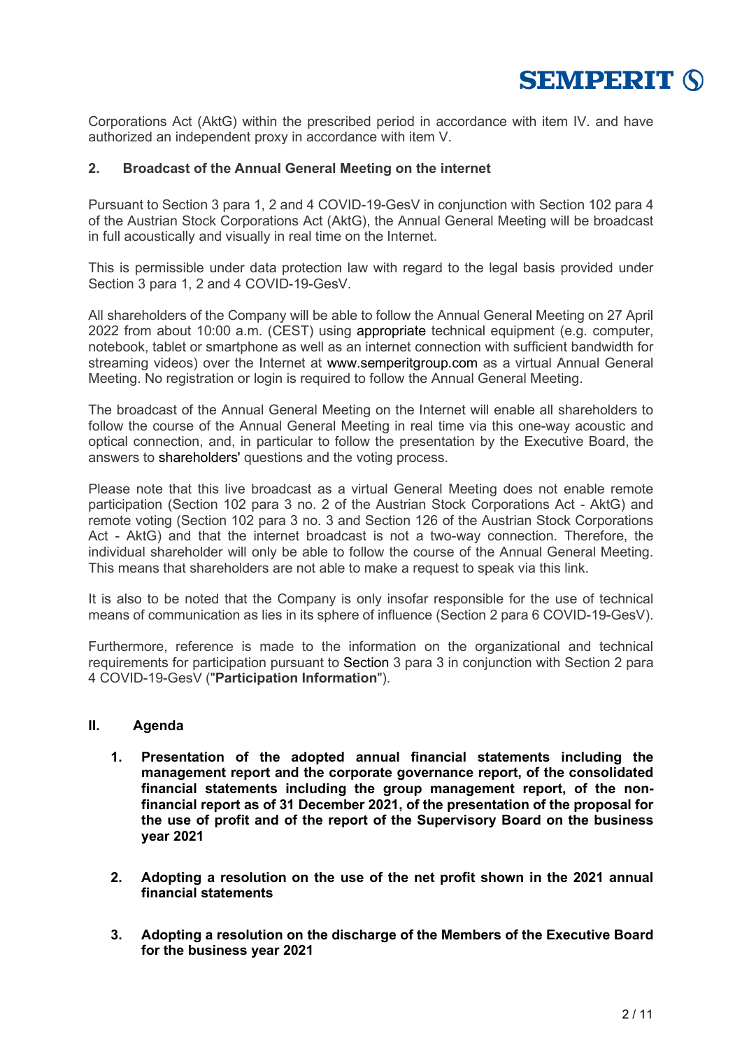Corporations Act (AktG) within the prescribed period in accordance with item IV. and have authorized an independent proxy in accordance with item V.

### 2. Broadcast of the Annual General Meeting on the internet

Pursuant to Section 3 para 1, 2 and 4 COVID-19-GesV in conjunction with Section 102 para 4 of the Austrian Stock Corporations Act (AktG), the Annual General Meeting will be broadcast in full acoustically and visually in real time on the Internet.

This is permissible under data protection law with regard to the legal basis provided under Section 3 para 1, 2 and 4 COVID-19-GesV.

All shareholders of the Company will be able to follow the Annual General Meeting on 27 April 2022 from about 10:00 a.m. (CEST) using appropriate technical equipment (e.g. computer, notebook, tablet or smartphone as well as an internet connection with sufficient bandwidth for streaming videos) over the Internet at www.semperitgroup.com as a virtual Annual General Meeting. No registration or login is required to follow the Annual General Meeting.

The broadcast of the Annual General Meeting on the Internet will enable all shareholders to follow the course of the Annual General Meeting in real time via this one-way acoustic and optical connection, and, in particular to follow the presentation by the Executive Board, the answers to shareholders' questions and the voting process.

Please note that this live broadcast as a virtual General Meeting does not enable remote participation (Section 102 para 3 no. 2 of the Austrian Stock Corporations Act - AktG) and remote voting (Section 102 para 3 no. 3 and Section 126 of the Austrian Stock Corporations Act - AktG) and that the internet broadcast is not a two-way connection. Therefore, the individual shareholder will only be able to follow the course of the Annual General Meeting. This means that shareholders are not able to make a request to speak via this link.

It is also to be noted that the Company is only insofar responsible for the use of technical means of communication as lies in its sphere of influence (Section 2 para 6 COVID-19-GesV).

Furthermore, reference is made to the information on the organizational and technical requirements for participation pursuant to Section 3 para 3 in conjunction with Section 2 para 4 COVID-19-GesV ("**Participation Information**").

## II. Agenda

1. **Presentation of the adopted annual financial statements including the management report and the corporate governance report, of the consolidated financial statements including the group management report, of the non-financial report as of 31 December 2021, of the presentation of the proposal for the use of profit and of the report of the Supervisory Board on the business year 2021**

2. **Adopting a resolution on the use of the net profit shown in the 2021 annual financial statements**

3. **Adopting a resolution on the discharge of the Members of the Executive Board for the business year 2021**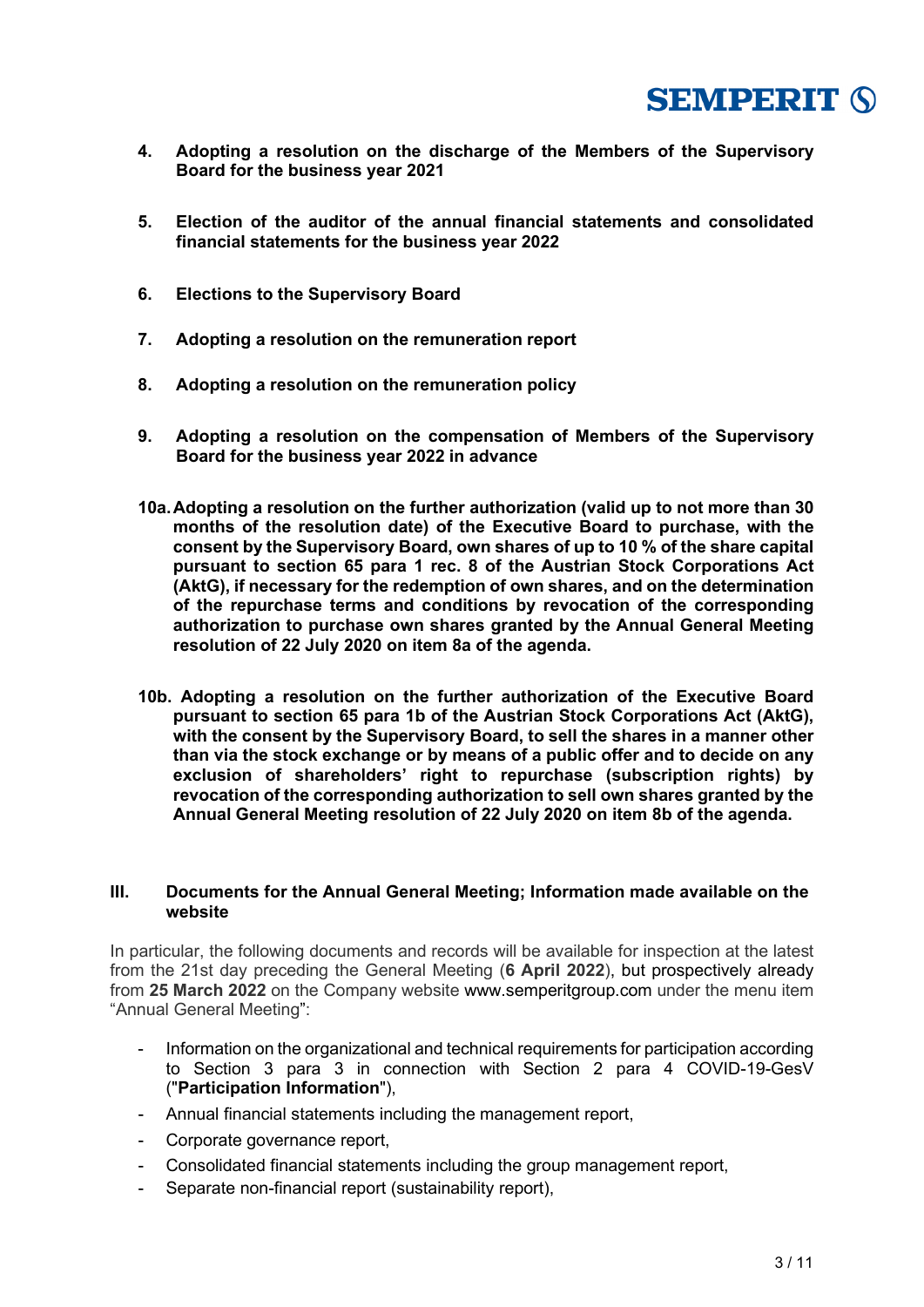4. **Adopting a resolution on the discharge of the Members of the Supervisory Board for the business year 2021**

5. **Election of the auditor of the annual financial statements and consolidated financial statements for the business year 2022**

6. **Elections to the Supervisory Board**

7. **Adopting a resolution on the remuneration report**

8. **Adopting a resolution on the remuneration policy**

9. **Adopting a resolution on the compensation of Members of the Supervisory Board for the business year 2022 in advance**

**10a. Adopting a resolution on the further authorization (valid up to not more than 30 months of the resolution date) of the Executive Board to purchase, with the consent by the Supervisory Board, own shares of up to 10 % of the share capital pursuant to section 65 para 1 rec. 8 of the Austrian Stock Corporations Act (AktG), if necessary for the redemption of own shares, and on the determination of the repurchase terms and conditions by revocation of the corresponding authorization to purchase own shares granted by the Annual General Meeting resolution of 22 July 2020 on item 8a of the agenda.**

**10b. Adopting a resolution on the further authorization of the Executive Board pursuant to section 65 para 1b of the Austrian Stock Corporations Act (AktG), with the consent by the Supervisory Board, to sell the shares in a manner other than via the stock exchange or by means of a public offer and to decide on any exclusion of shareholders' right to repurchase (subscription rights) by revocation of the corresponding authorization to sell own shares granted by the Annual General Meeting resolution of 22 July 2020 on item 8b of the agenda.**

## III. Documents for the Annual General Meeting; Information made available on the website

In particular, the following documents and records will be available for inspection at the latest from the 21st day preceding the General Meeting (**6 April 2022**), but prospectively already from **25 March 2022** on the Company website www.semperitgroup.com under the menu item "Annual General Meeting":

- Information on the organizational and technical requirements for participation according to Section 3 para 3 in connection with Section 2 para 4 COVID-19-GesV ("**Participation Information**"),
- Annual financial statements including the management report,
- Corporate governance report,
- Consolidated financial statements including the group management report,
- Separate non-financial report (sustainability report),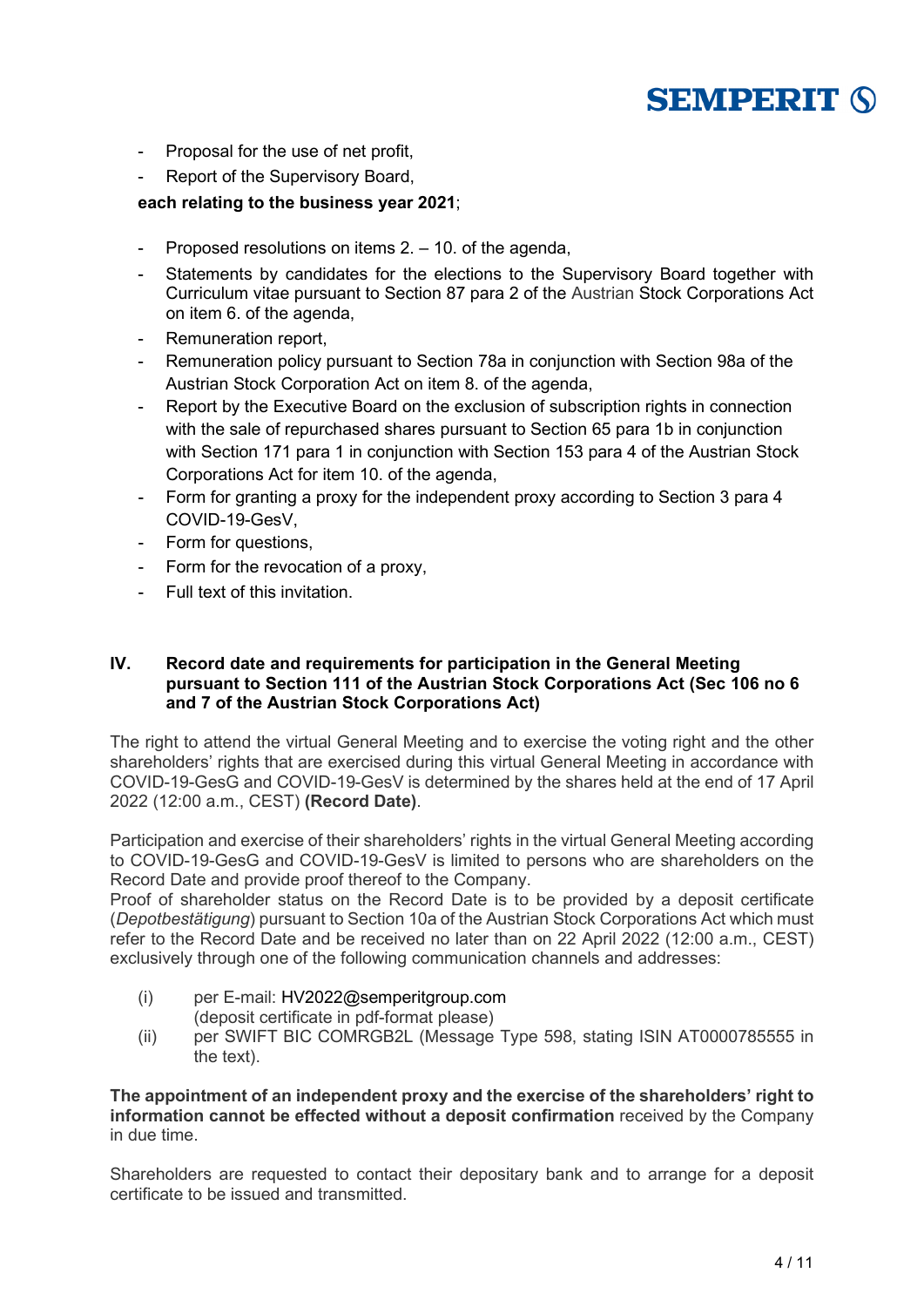- Proposal for the use of net profit,
- Report of the Supervisory Board,

**each relating to the business year 2021**;

- Proposed resolutions on items 2. – 10. of the agenda,
- Statements by candidates for the elections to the Supervisory Board together with Curriculum vitae pursuant to Section 87 para 2 of the Austrian Stock Corporations Act on item 6. of the agenda,
- Remuneration report,
- Remuneration policy pursuant to Section 78a in conjunction with Section 98a of the Austrian Stock Corporation Act on item 8. of the agenda,
- Report by the Executive Board on the exclusion of subscription rights in connection with the sale of repurchased shares pursuant to Section 65 para 1b in conjunction with Section 171 para 1 in conjunction with Section 153 para 4 of the Austrian Stock Corporations Act for item 10. of the agenda,
- Form for granting a proxy for the independent proxy according to Section 3 para 4 COVID-19-GesV,
- Form for questions,
- Form for the revocation of a proxy,
- Full text of this invitation.

## IV. Record date and requirements for participation in the General Meeting pursuant to Section 111 of the Austrian Stock Corporations Act (Sec 106 no 6 and 7 of the Austrian Stock Corporations Act)

The right to attend the virtual General Meeting and to exercise the voting right and the other shareholders' rights that are exercised during this virtual General Meeting in accordance with COVID-19-GesG and COVID-19-GesV is determined by the shares held at the end of 17 April 2022 (12:00 a.m., CEST) **(Record Date)**.

Participation and exercise of their shareholders' rights in the virtual General Meeting according to COVID-19-GesG and COVID-19-GesV is limited to persons who are shareholders on the Record Date and provide proof thereof to the Company.
Proof of shareholder status on the Record Date is to be provided by a deposit certificate (*Depotbestätigung*) pursuant to Section 10a of the Austrian Stock Corporations Act which must refer to the Record Date and be received no later than on 22 April 2022 (12:00 a.m., CEST) exclusively through one of the following communication channels and addresses:

(i) per E-mail: HV2022@semperitgroup.com
(deposit certificate in pdf-format please)

(ii) per SWIFT BIC COMRGB2L (Message Type 598, stating ISIN AT0000785555 in the text).

**The appointment of an independent proxy and the exercise of the shareholders' right to information cannot be effected without a deposit confirmation** received by the Company in due time.

Shareholders are requested to contact their depositary bank and to arrange for a deposit certificate to be issued and transmitted.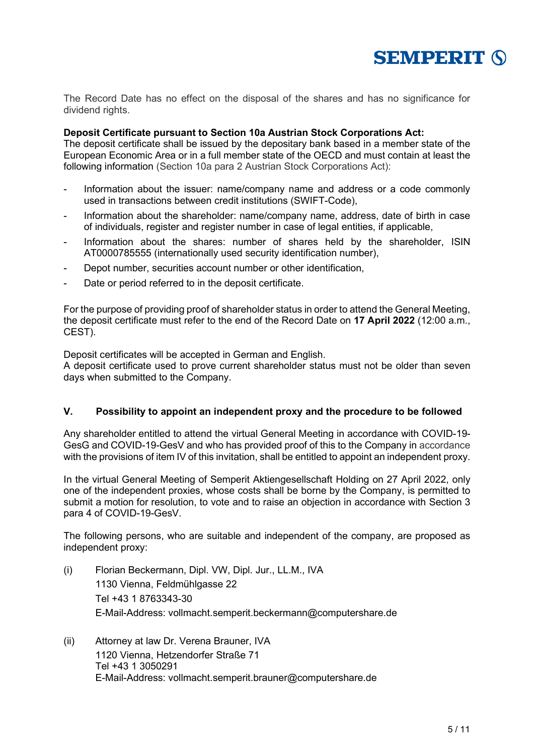The Record Date has no effect on the disposal of the shares and has no significance for dividend rights.

**Deposit Certificate pursuant to Section 10a Austrian Stock Corporations Act:**
The deposit certificate shall be issued by the depositary bank based in a member state of the European Economic Area or in a full member state of the OECD and must contain at least the following information (Section 10a para 2 Austrian Stock Corporations Act):

- Information about the issuer: name/company name and address or a code commonly used in transactions between credit institutions (SWIFT-Code),
- Information about the shareholder: name/company name, address, date of birth in case of individuals, register and register number in case of legal entities, if applicable,
- Information about the shares: number of shares held by the shareholder, ISIN AT0000785555 (internationally used security identification number),
- Depot number, securities account number or other identification,
- Date or period referred to in the deposit certificate.

For the purpose of providing proof of shareholder status in order to attend the General Meeting, the deposit certificate must refer to the end of the Record Date on **17 April 2022** (12:00 a.m., CEST).

Deposit certificates will be accepted in German and English.
A deposit certificate used to prove current shareholder status must not be older than seven days when submitted to the Company.

## V. Possibility to appoint an independent proxy and the procedure to be followed

Any shareholder entitled to attend the virtual General Meeting in accordance with COVID-19-GesG and COVID-19-GesV and who has provided proof of this to the Company in accordance with the provisions of item IV of this invitation, shall be entitled to appoint an independent proxy.

In the virtual General Meeting of Semperit Aktiengesellschaft Holding on 27 April 2022, only one of the independent proxies, whose costs shall be borne by the Company, is permitted to submit a motion for resolution, to vote and to raise an objection in accordance with Section 3 para 4 of COVID-19-GesV.

The following persons, who are suitable and independent of the company, are proposed as independent proxy:

(i) Florian Beckermann, Dipl. VW, Dipl. Jur., LL.M., IVA
1130 Vienna, Feldmühlgasse 22
Tel +43 1 8763343-30
E-Mail-Address: vollmacht.semperit.beckermann@computershare.de

(ii) Attorney at law Dr. Verena Brauner, IVA
1120 Vienna, Hetzendorfer Straße 71
Tel +43 1 3050291
E-Mail-Address: vollmacht.semperit.brauner@computershare.de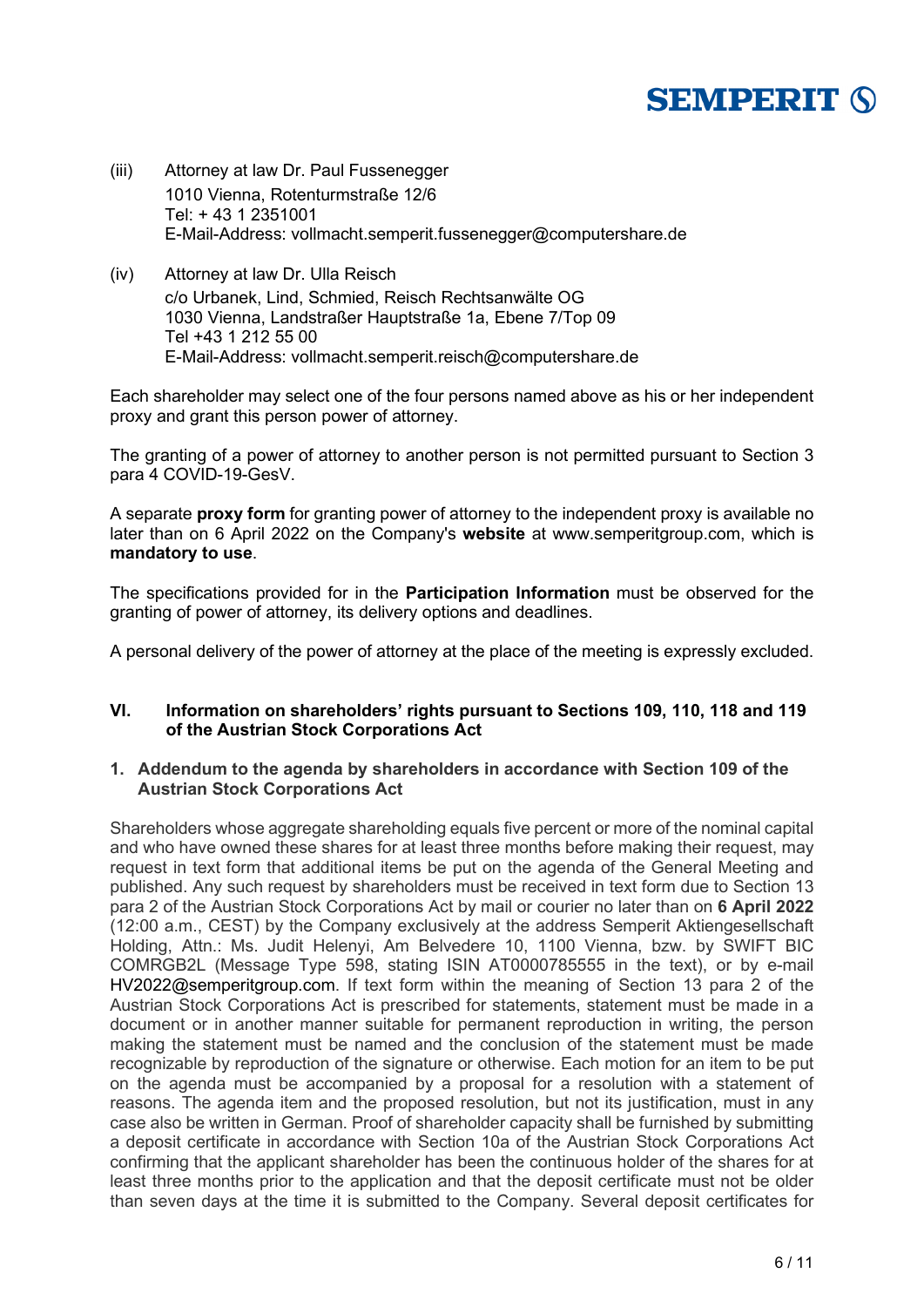(iii) Attorney at law Dr. Paul Fussenegger
1010 Vienna, Rotenturmstraße 12/6
Tel: + 43 1 2351001
E-Mail-Address: vollmacht.semperit.fussenegger@computershare.de

(iv) Attorney at law Dr. Ulla Reisch
c/o Urbanek, Lind, Schmied, Reisch Rechtsanwälte OG
1030 Vienna, Landstraßer Hauptstraße 1a, Ebene 7/Top 09
Tel +43 1 212 55 00
E-Mail-Address: vollmacht.semperit.reisch@computershare.de

Each shareholder may select one of the four persons named above as his or her independent proxy and grant this person power of attorney.

The granting of a power of attorney to another person is not permitted pursuant to Section 3 para 4 COVID-19-GesV.

A separate **proxy form** for granting power of attorney to the independent proxy is available no later than on 6 April 2022 on the Company's **website** at www.semperitgroup.com, which is **mandatory to use**.

The specifications provided for in the **Participation Information** must be observed for the granting of power of attorney, its delivery options and deadlines.

A personal delivery of the power of attorney at the place of the meeting is expressly excluded.

## VI. Information on shareholders' rights pursuant to Sections 109, 110, 118 and 119 of the Austrian Stock Corporations Act

### 1. Addendum to the agenda by shareholders in accordance with Section 109 of the Austrian Stock Corporations Act

Shareholders whose aggregate shareholding equals five percent or more of the nominal capital and who have owned these shares for at least three months before making their request, may request in text form that additional items be put on the agenda of the General Meeting and published. Any such request by shareholders must be received in text form due to Section 13 para 2 of the Austrian Stock Corporations Act by mail or courier no later than on **6 April 2022** (12:00 a.m., CEST) by the Company exclusively at the address Semperit Aktiengesellschaft Holding, Attn.: Ms. Judit Helenyi, Am Belvedere 10, 1100 Vienna, bzw. by SWIFT BIC COMRGB2L (Message Type 598, stating ISIN AT0000785555 in the text), or by e-mail HV2022@semperitgroup.com. If text form within the meaning of Section 13 para 2 of the Austrian Stock Corporations Act is prescribed for statements, statement must be made in a document or in another manner suitable for permanent reproduction in writing, the person making the statement must be named and the conclusion of the statement must be made recognizable by reproduction of the signature or otherwise. Each motion for an item to be put on the agenda must be accompanied by a proposal for a resolution with a statement of reasons. The agenda item and the proposed resolution, but not its justification, must in any case also be written in German. Proof of shareholder capacity shall be furnished by submitting a deposit certificate in accordance with Section 10a of the Austrian Stock Corporations Act confirming that the applicant shareholder has been the continuous holder of the shares for at least three months prior to the application and that the deposit certificate must not be older than seven days at the time it is submitted to the Company. Several deposit certificates for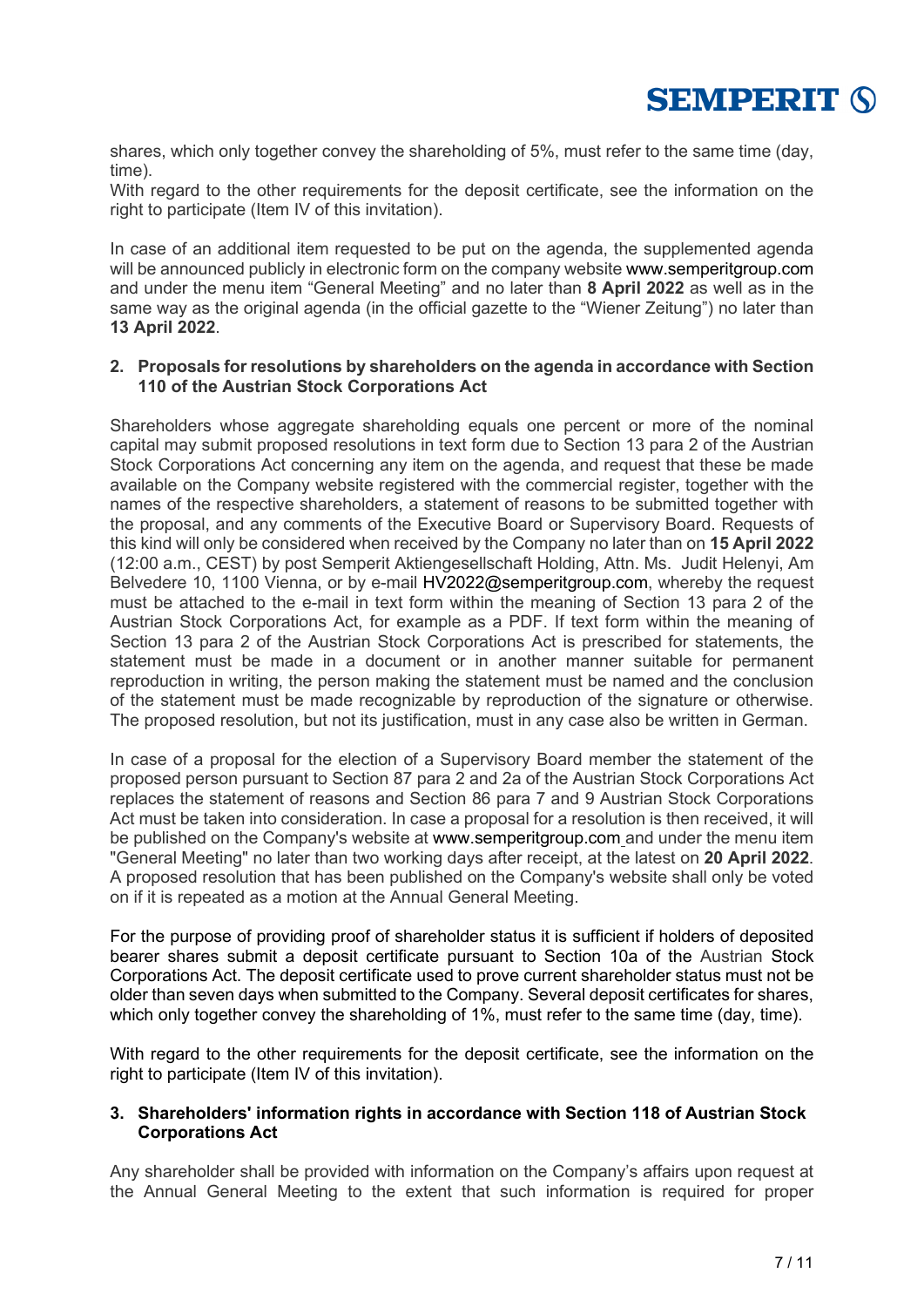shares, which only together convey the shareholding of 5%, must refer to the same time (day, time).
With regard to the other requirements for the deposit certificate, see the information on the right to participate (Item IV of this invitation).

In case of an additional item requested to be put on the agenda, the supplemented agenda will be announced publicly in electronic form on the company website www.semperitgroup.com and under the menu item "General Meeting" and no later than **8 April 2022** as well as in the same way as the original agenda (in the official gazette to the "Wiener Zeitung") no later than **13 April 2022**.

## 2. Proposals for resolutions by shareholders on the agenda in accordance with Section 110 of the Austrian Stock Corporations Act

Shareholders whose aggregate shareholding equals one percent or more of the nominal capital may submit proposed resolutions in text form due to Section 13 para 2 of the Austrian Stock Corporations Act concerning any item on the agenda, and request that these be made available on the Company website registered with the commercial register, together with the names of the respective shareholders, a statement of reasons to be submitted together with the proposal, and any comments of the Executive Board or Supervisory Board. Requests of this kind will only be considered when received by the Company no later than on **15 April 2022** (12:00 a.m., CEST) by post Semperit Aktiengesellschaft Holding, Attn. Ms. Judit Helenyi, Am Belvedere 10, 1100 Vienna, or by e-mail HV2022@semperitgroup.com, whereby the request must be attached to the e-mail in text form within the meaning of Section 13 para 2 of the Austrian Stock Corporations Act, for example as a PDF. If text form within the meaning of Section 13 para 2 of the Austrian Stock Corporations Act is prescribed for statements, the statement must be made in a document or in another manner suitable for permanent reproduction in writing, the person making the statement must be named and the conclusion of the statement must be made recognizable by reproduction of the signature or otherwise. The proposed resolution, but not its justification, must in any case also be written in German.

In case of a proposal for the election of a Supervisory Board member the statement of the proposed person pursuant to Section 87 para 2 and 2a of the Austrian Stock Corporations Act replaces the statement of reasons and Section 86 para 7 and 9 Austrian Stock Corporations Act must be taken into consideration. In case a proposal for a resolution is then received, it will be published on the Company's website at www.semperitgroup.com and under the menu item "General Meeting" no later than two working days after receipt, at the latest on **20 April 2022**. A proposed resolution that has been published on the Company's website shall only be voted on if it is repeated as a motion at the Annual General Meeting.

For the purpose of providing proof of shareholder status it is sufficient if holders of deposited bearer shares submit a deposit certificate pursuant to Section 10a of the Austrian Stock Corporations Act. The deposit certificate used to prove current shareholder status must not be older than seven days when submitted to the Company. Several deposit certificates for shares, which only together convey the shareholding of 1%, must refer to the same time (day, time).

With regard to the other requirements for the deposit certificate, see the information on the right to participate (Item IV of this invitation).

## 3. Shareholders' information rights in accordance with Section 118 of Austrian Stock Corporations Act

Any shareholder shall be provided with information on the Company's affairs upon request at the Annual General Meeting to the extent that such information is required for proper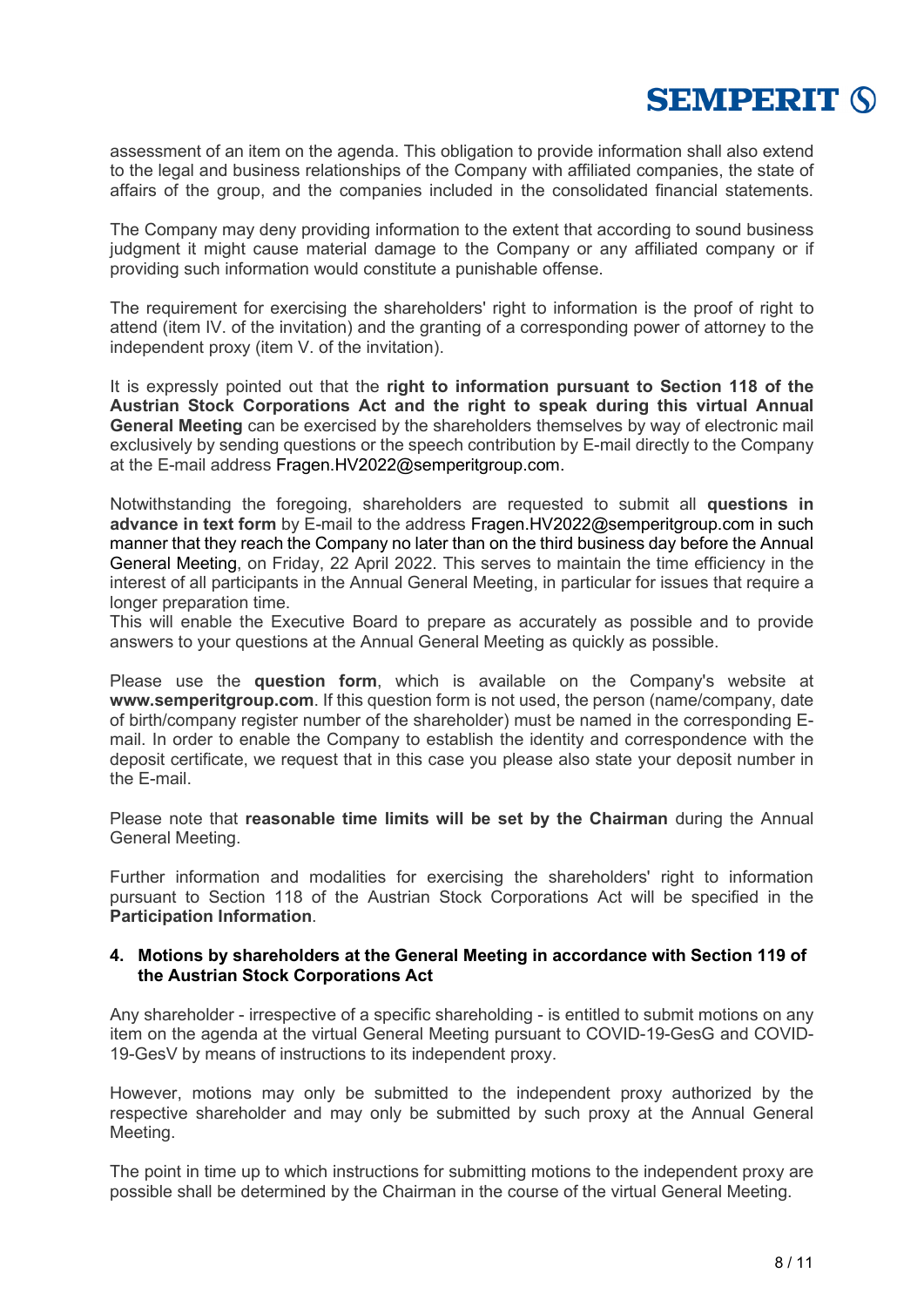assessment of an item on the agenda. This obligation to provide information shall also extend to the legal and business relationships of the Company with affiliated companies, the state of affairs of the group, and the companies included in the consolidated financial statements.

The Company may deny providing information to the extent that according to sound business judgment it might cause material damage to the Company or any affiliated company or if providing such information would constitute a punishable offense.

The requirement for exercising the shareholders' right to information is the proof of right to attend (item IV. of the invitation) and the granting of a corresponding power of attorney to the independent proxy (item V. of the invitation).

It is expressly pointed out that the **right to information pursuant to Section 118 of the Austrian Stock Corporations Act and the right to speak during this virtual Annual General Meeting** can be exercised by the shareholders themselves by way of electronic mail exclusively by sending questions or the speech contribution by E-mail directly to the Company at the E-mail address Fragen.HV2022@semperitgroup.com.

Notwithstanding the foregoing, shareholders are requested to submit all **questions in advance in text form** by E-mail to the address Fragen.HV2022@semperitgroup.com in such manner that they reach the Company no later than on the third business day before the Annual General Meeting, on Friday, 22 April 2022. This serves to maintain the time efficiency in the interest of all participants in the Annual General Meeting, in particular for issues that require a longer preparation time.
This will enable the Executive Board to prepare as accurately as possible and to provide answers to your questions at the Annual General Meeting as quickly as possible.

Please use the **question form**, which is available on the Company's website at **www.semperitgroup.com**. If this question form is not used, the person (name/company, date of birth/company register number of the shareholder) must be named in the corresponding E-mail. In order to enable the Company to establish the identity and correspondence with the deposit certificate, we request that in this case you please also state your deposit number in the E-mail.

Please note that **reasonable time limits will be set by the Chairman** during the Annual General Meeting.

Further information and modalities for exercising the shareholders' right to information pursuant to Section 118 of the Austrian Stock Corporations Act will be specified in the **Participation Information**.

#### 4. Motions by shareholders at the General Meeting in accordance with Section 119 of the Austrian Stock Corporations Act

Any shareholder - irrespective of a specific shareholding - is entitled to submit motions on any item on the agenda at the virtual General Meeting pursuant to COVID-19-GesG and COVID-19-GesV by means of instructions to its independent proxy.

However, motions may only be submitted to the independent proxy authorized by the respective shareholder and may only be submitted by such proxy at the Annual General Meeting.

The point in time up to which instructions for submitting motions to the independent proxy are possible shall be determined by the Chairman in the course of the virtual General Meeting.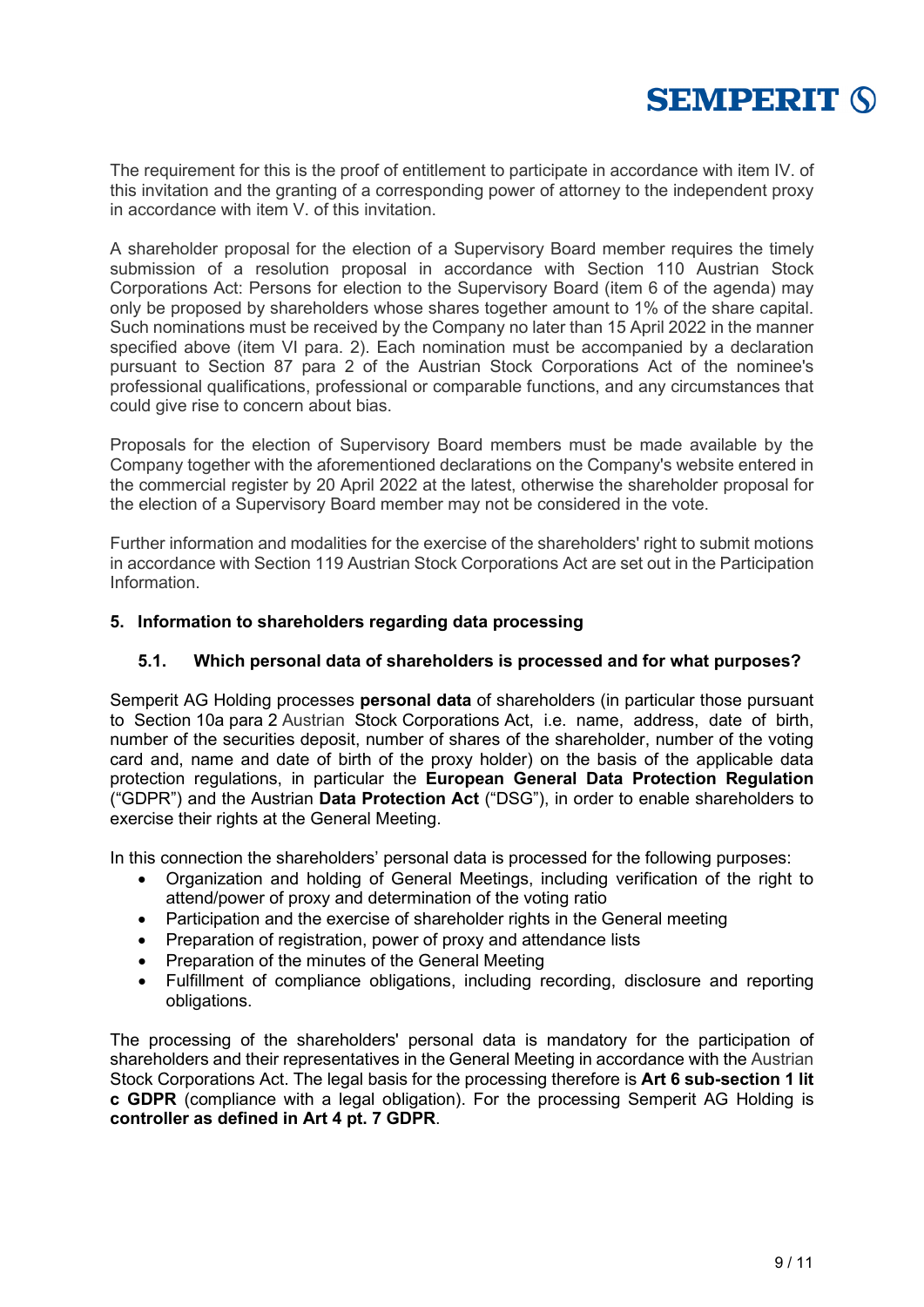The requirement for this is the proof of entitlement to participate in accordance with item IV. of this invitation and the granting of a corresponding power of attorney to the independent proxy in accordance with item V. of this invitation.

A shareholder proposal for the election of a Supervisory Board member requires the timely submission of a resolution proposal in accordance with Section 110 Austrian Stock Corporations Act: Persons for election to the Supervisory Board (item 6 of the agenda) may only be proposed by shareholders whose shares together amount to 1% of the share capital. Such nominations must be received by the Company no later than 15 April 2022 in the manner specified above (item VI para. 2). Each nomination must be accompanied by a declaration pursuant to Section 87 para 2 of the Austrian Stock Corporations Act of the nominee's professional qualifications, professional or comparable functions, and any circumstances that could give rise to concern about bias.

Proposals for the election of Supervisory Board members must be made available by the Company together with the aforementioned declarations on the Company's website entered in the commercial register by 20 April 2022 at the latest, otherwise the shareholder proposal for the election of a Supervisory Board member may not be considered in the vote.

Further information and modalities for the exercise of the shareholders' right to submit motions in accordance with Section 119 Austrian Stock Corporations Act are set out in the Participation Information.

## 5. Information to shareholders regarding data processing

### 5.1. Which personal data of shareholders is processed and for what purposes?

Semperit AG Holding processes **personal data** of shareholders (in particular those pursuant to Section 10a para 2 Austrian Stock Corporations Act, i.e. name, address, date of birth, number of the securities deposit, number of shares of the shareholder, number of the voting card and, name and date of birth of the proxy holder) on the basis of the applicable data protection regulations, in particular the **European General Data Protection Regulation** ("GDPR") and the Austrian **Data Protection Act** ("DSG"), in order to enable shareholders to exercise their rights at the General Meeting.

In this connection the shareholders' personal data is processed for the following purposes:

- Organization and holding of General Meetings, including verification of the right to attend/power of proxy and determination of the voting ratio
- Participation and the exercise of shareholder rights in the General meeting
- Preparation of registration, power of proxy and attendance lists
- Preparation of the minutes of the General Meeting
- Fulfillment of compliance obligations, including recording, disclosure and reporting obligations.

The processing of the shareholders' personal data is mandatory for the participation of shareholders and their representatives in the General Meeting in accordance with the Austrian Stock Corporations Act. The legal basis for the processing therefore is **Art 6 sub-section 1 lit c GDPR** (compliance with a legal obligation). For the processing Semperit AG Holding is **controller as defined in Art 4 pt. 7 GDPR**.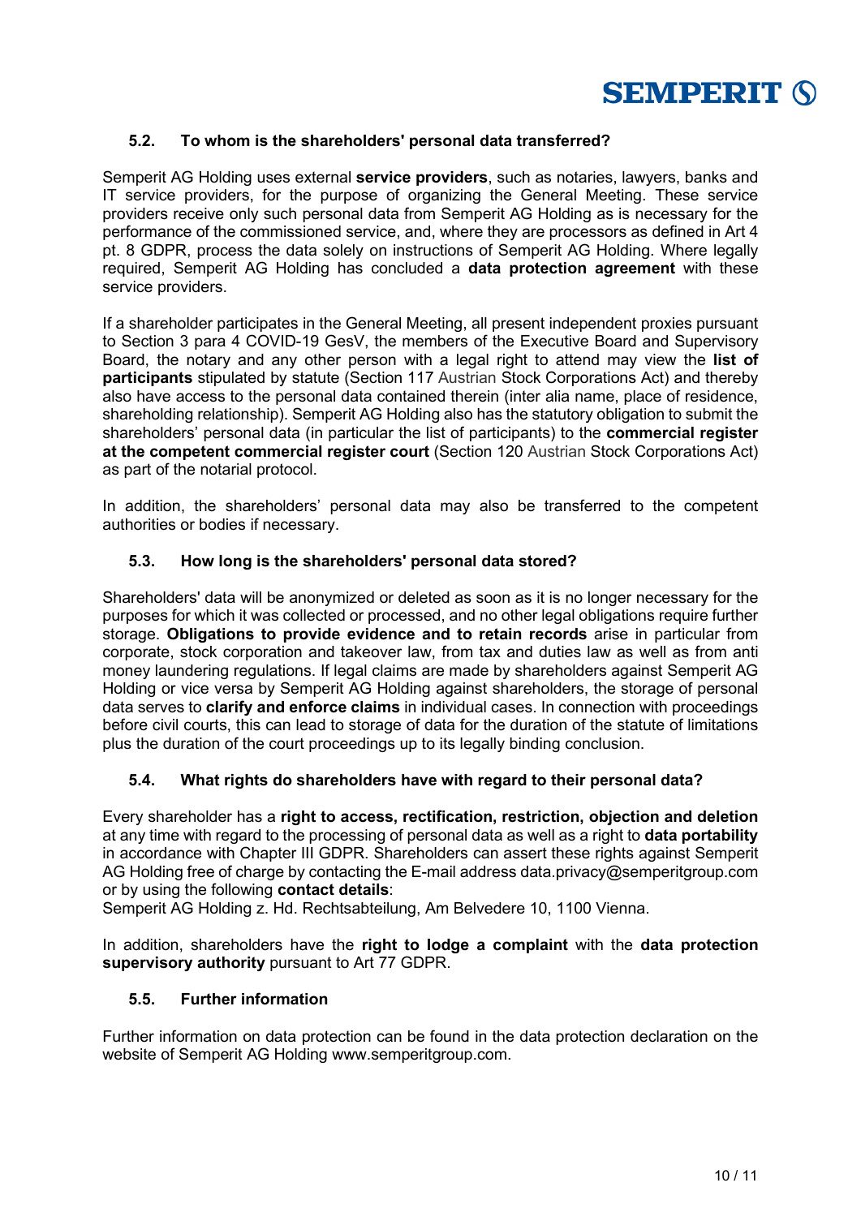### 5.2. To whom is the shareholders' personal data transferred?

Semperit AG Holding uses external **service providers**, such as notaries, lawyers, banks and IT service providers, for the purpose of organizing the General Meeting. These service providers receive only such personal data from Semperit AG Holding as is necessary for the performance of the commissioned service, and, where they are processors as defined in Art 4 pt. 8 GDPR, process the data solely on instructions of Semperit AG Holding. Where legally required, Semperit AG Holding has concluded a **data protection agreement** with these service providers.

If a shareholder participates in the General Meeting, all present independent proxies pursuant to Section 3 para 4 COVID-19 GesV, the members of the Executive Board and Supervisory Board, the notary and any other person with a legal right to attend may view the **list of participants** stipulated by statute (Section 117 Austrian Stock Corporations Act) and thereby also have access to the personal data contained therein (inter alia name, place of residence, shareholding relationship). Semperit AG Holding also has the statutory obligation to submit the shareholders' personal data (in particular the list of participants) to the **commercial register at the competent commercial register court** (Section 120 Austrian Stock Corporations Act) as part of the notarial protocol.

In addition, the shareholders' personal data may also be transferred to the competent authorities or bodies if necessary.

### 5.3. How long is the shareholders' personal data stored?

Shareholders' data will be anonymized or deleted as soon as it is no longer necessary for the purposes for which it was collected or processed, and no other legal obligations require further storage. **Obligations to provide evidence and to retain records** arise in particular from corporate, stock corporation and takeover law, from tax and duties law as well as from anti money laundering regulations. If legal claims are made by shareholders against Semperit AG Holding or vice versa by Semperit AG Holding against shareholders, the storage of personal data serves to **clarify and enforce claims** in individual cases. In connection with proceedings before civil courts, this can lead to storage of data for the duration of the statute of limitations plus the duration of the court proceedings up to its legally binding conclusion.

### 5.4. What rights do shareholders have with regard to their personal data?

Every shareholder has a **right to access, rectification, restriction, objection and deletion** at any time with regard to the processing of personal data as well as a right to **data portability** in accordance with Chapter III GDPR. Shareholders can assert these rights against Semperit AG Holding free of charge by contacting the E-mail address data.privacy@semperitgroup.com or by using the following **contact details**:
Semperit AG Holding z. Hd. Rechtsabteilung, Am Belvedere 10, 1100 Vienna.

In addition, shareholders have the **right to lodge a complaint** with the **data protection supervisory authority** pursuant to Art 77 GDPR.

### 5.5. Further information

Further information on data protection can be found in the data protection declaration on the website of Semperit AG Holding www.semperitgroup.com.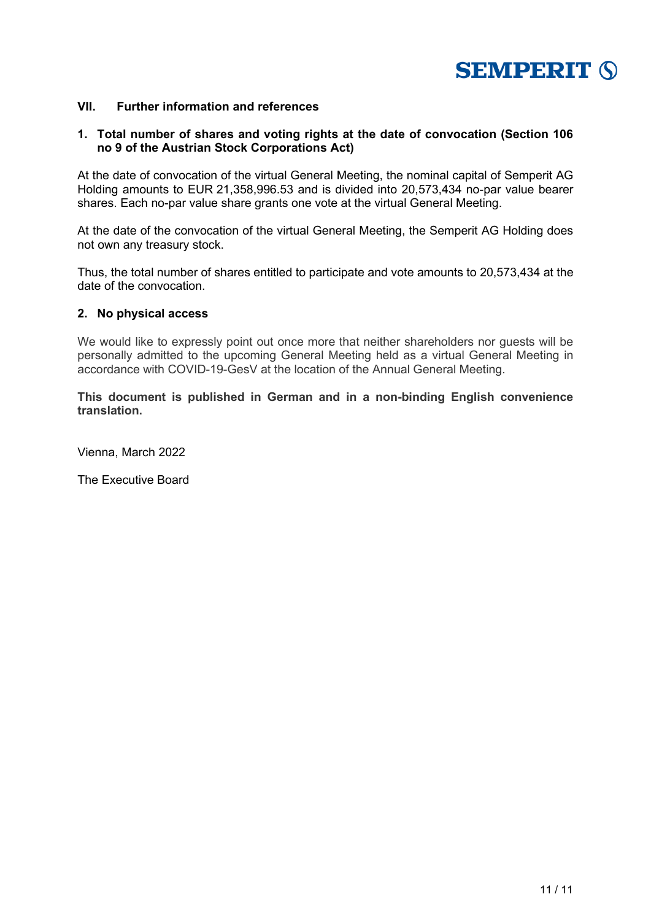## VII. Further information and references

### 1. Total number of shares and voting rights at the date of convocation (Section 106 no 9 of the Austrian Stock Corporations Act)

At the date of convocation of the virtual General Meeting, the nominal capital of Semperit AG Holding amounts to EUR 21,358,996.53 and is divided into 20,573,434 no-par value bearer shares. Each no-par value share grants one vote at the virtual General Meeting.

At the date of the convocation of the virtual General Meeting, the Semperit AG Holding does not own any treasury stock.

Thus, the total number of shares entitled to participate and vote amounts to 20,573,434 at the date of the convocation.

### 2. No physical access

We would like to expressly point out once more that neither shareholders nor guests will be personally admitted to the upcoming General Meeting held as a virtual General Meeting in accordance with COVID-19-GesV at the location of the Annual General Meeting.

**This document is published in German and in a non-binding English convenience translation.**

Vienna, March 2022

The Executive Board